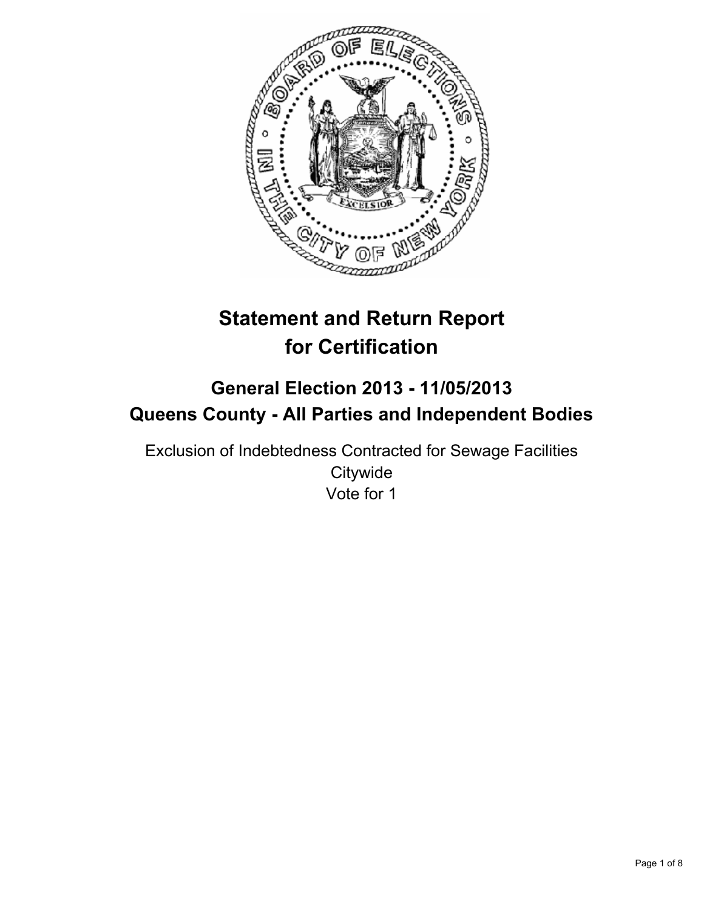# Statement and Return Report for Certification

## General Election 2013 - 11/05/2013
## Queens County - All Parties and Independent Bodies

Exclusion of Indebtedness Contracted for Sewage Facilities
Citywide
Vote for 1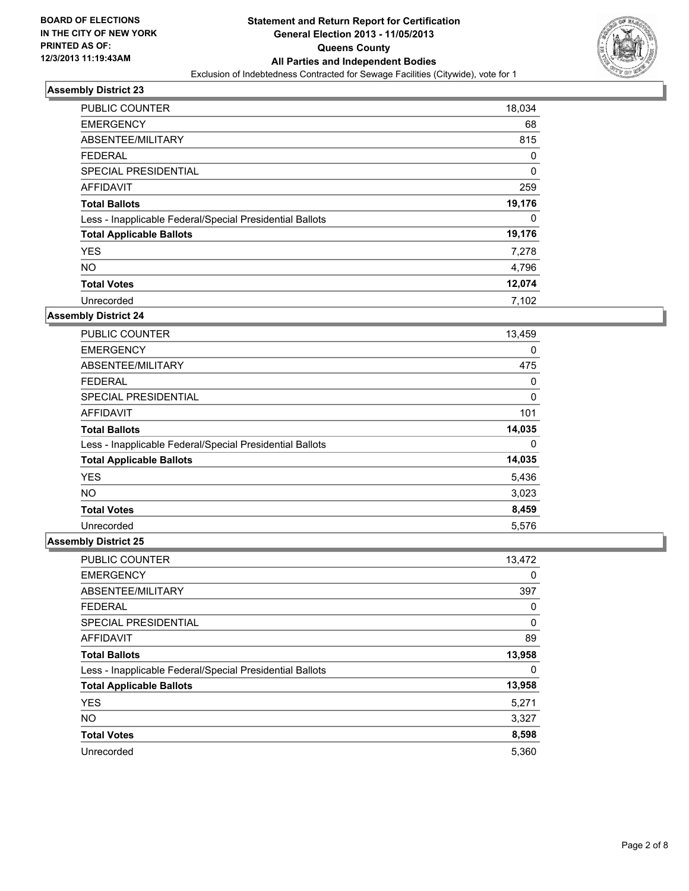BOARD OF ELECTIONS
IN THE CITY OF NEW YORK
PRINTED AS OF:
12/3/2013 11:19:43AM

**Statement and Return Report for Certification**
**General Election 2013 - 11/05/2013**
**Queens County**
**All Parties and Independent Bodies**
Exclusion of Indebtedness Contracted for Sewage Facilities (Citywide), vote for 1

### Assembly District 23

| | |
|---|---|
| PUBLIC COUNTER | 18,034 |
| EMERGENCY | 68 |
| ABSENTEE/MILITARY | 815 |
| FEDERAL | 0 |
| SPECIAL PRESIDENTIAL | 0 |
| AFFIDAVIT | 259 |
| **Total Ballots** | **19,176** |
| Less - Inapplicable Federal/Special Presidential Ballots | 0 |
| **Total Applicable Ballots** | **19,176** |
| YES | 7,278 |
| NO | 4,796 |
| **Total Votes** | **12,074** |
| Unrecorded | 7,102 |

### Assembly District 24

| | |
|---|---|
| PUBLIC COUNTER | 13,459 |
| EMERGENCY | 0 |
| ABSENTEE/MILITARY | 475 |
| FEDERAL | 0 |
| SPECIAL PRESIDENTIAL | 0 |
| AFFIDAVIT | 101 |
| **Total Ballots** | **14,035** |
| Less - Inapplicable Federal/Special Presidential Ballots | 0 |
| **Total Applicable Ballots** | **14,035** |
| YES | 5,436 |
| NO | 3,023 |
| **Total Votes** | **8,459** |
| Unrecorded | 5,576 |

### Assembly District 25

| | |
|---|---|
| PUBLIC COUNTER | 13,472 |
| EMERGENCY | 0 |
| ABSENTEE/MILITARY | 397 |
| FEDERAL | 0 |
| SPECIAL PRESIDENTIAL | 0 |
| AFFIDAVIT | 89 |
| **Total Ballots** | **13,958** |
| Less - Inapplicable Federal/Special Presidential Ballots | 0 |
| **Total Applicable Ballots** | **13,958** |
| YES | 5,271 |
| NO | 3,327 |
| **Total Votes** | **8,598** |
| Unrecorded | 5,360 |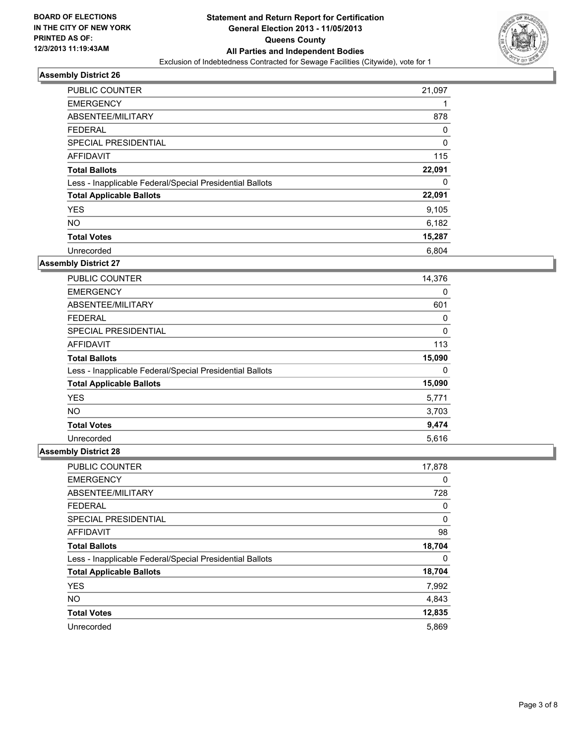BOARD OF ELECTIONS
IN THE CITY OF NEW YORK
PRINTED AS OF:
12/3/2013 11:19:43AM

**Statement and Return Report for Certification**
**General Election 2013 - 11/05/2013**
**Queens County**
**All Parties and Independent Bodies**
Exclusion of Indebtedness Contracted for Sewage Facilities (Citywide), vote for 1

### Assembly District 26

| | |
|---|---|
| PUBLIC COUNTER | 21,097 |
| EMERGENCY | 1 |
| ABSENTEE/MILITARY | 878 |
| FEDERAL | 0 |
| SPECIAL PRESIDENTIAL | 0 |
| AFFIDAVIT | 115 |
| **Total Ballots** | **22,091** |
| Less - Inapplicable Federal/Special Presidential Ballots | 0 |
| **Total Applicable Ballots** | **22,091** |
| YES | 9,105 |
| NO | 6,182 |
| **Total Votes** | **15,287** |
| Unrecorded | 6,804 |

### Assembly District 27

| | |
|---|---|
| PUBLIC COUNTER | 14,376 |
| EMERGENCY | 0 |
| ABSENTEE/MILITARY | 601 |
| FEDERAL | 0 |
| SPECIAL PRESIDENTIAL | 0 |
| AFFIDAVIT | 113 |
| **Total Ballots** | **15,090** |
| Less - Inapplicable Federal/Special Presidential Ballots | 0 |
| **Total Applicable Ballots** | **15,090** |
| YES | 5,771 |
| NO | 3,703 |
| **Total Votes** | **9,474** |
| Unrecorded | 5,616 |

### Assembly District 28

| | |
|---|---|
| PUBLIC COUNTER | 17,878 |
| EMERGENCY | 0 |
| ABSENTEE/MILITARY | 728 |
| FEDERAL | 0 |
| SPECIAL PRESIDENTIAL | 0 |
| AFFIDAVIT | 98 |
| **Total Ballots** | **18,704** |
| Less - Inapplicable Federal/Special Presidential Ballots | 0 |
| **Total Applicable Ballots** | **18,704** |
| YES | 7,992 |
| NO | 4,843 |
| **Total Votes** | **12,835** |
| Unrecorded | 5,869 |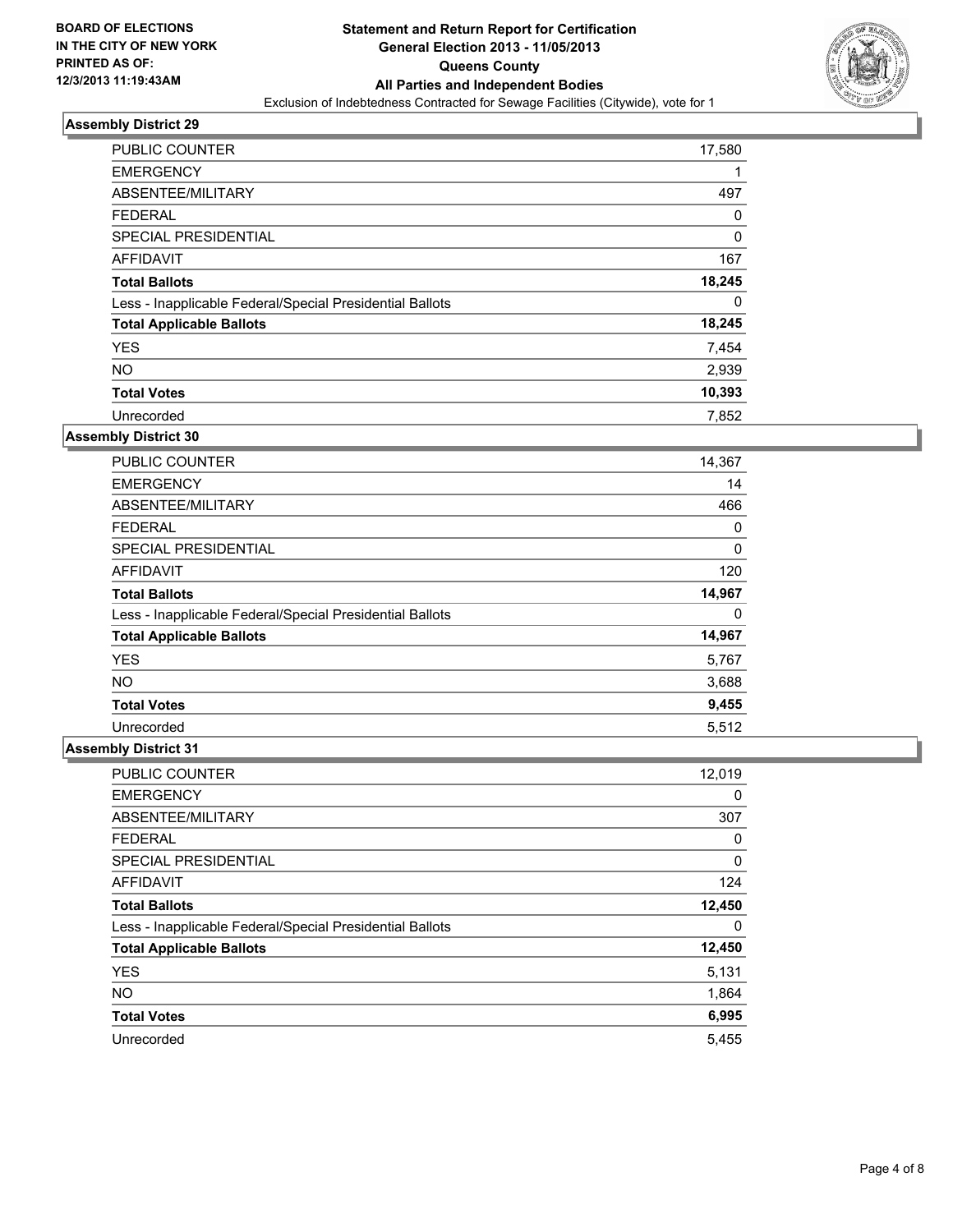**BOARD OF ELECTIONS IN THE CITY OF NEW YORK PRINTED AS OF: 12/3/2013 11:19:43AM**

**Statement and Return Report for Certification General Election 2013 - 11/05/2013 Queens County All Parties and Independent Bodies**

Exclusion of Indebtedness Contracted for Sewage Facilities (Citywide), vote for 1

### Assembly District 29

| | |
|---|---|
| PUBLIC COUNTER | 17,580 |
| EMERGENCY | 1 |
| ABSENTEE/MILITARY | 497 |
| FEDERAL | 0 |
| SPECIAL PRESIDENTIAL | 0 |
| AFFIDAVIT | 167 |
| **Total Ballots** | **18,245** |
| Less - Inapplicable Federal/Special Presidential Ballots | 0 |
| **Total Applicable Ballots** | **18,245** |
| YES | 7,454 |
| NO | 2,939 |
| **Total Votes** | **10,393** |
| Unrecorded | 7,852 |

### Assembly District 30

| | |
|---|---|
| PUBLIC COUNTER | 14,367 |
| EMERGENCY | 14 |
| ABSENTEE/MILITARY | 466 |
| FEDERAL | 0 |
| SPECIAL PRESIDENTIAL | 0 |
| AFFIDAVIT | 120 |
| **Total Ballots** | **14,967** |
| Less - Inapplicable Federal/Special Presidential Ballots | 0 |
| **Total Applicable Ballots** | **14,967** |
| YES | 5,767 |
| NO | 3,688 |
| **Total Votes** | **9,455** |
| Unrecorded | 5,512 |

### Assembly District 31

| | |
|---|---|
| PUBLIC COUNTER | 12,019 |
| EMERGENCY | 0 |
| ABSENTEE/MILITARY | 307 |
| FEDERAL | 0 |
| SPECIAL PRESIDENTIAL | 0 |
| AFFIDAVIT | 124 |
| **Total Ballots** | **12,450** |
| Less - Inapplicable Federal/Special Presidential Ballots | 0 |
| **Total Applicable Ballots** | **12,450** |
| YES | 5,131 |
| NO | 1,864 |
| **Total Votes** | **6,995** |
| Unrecorded | 5,455 |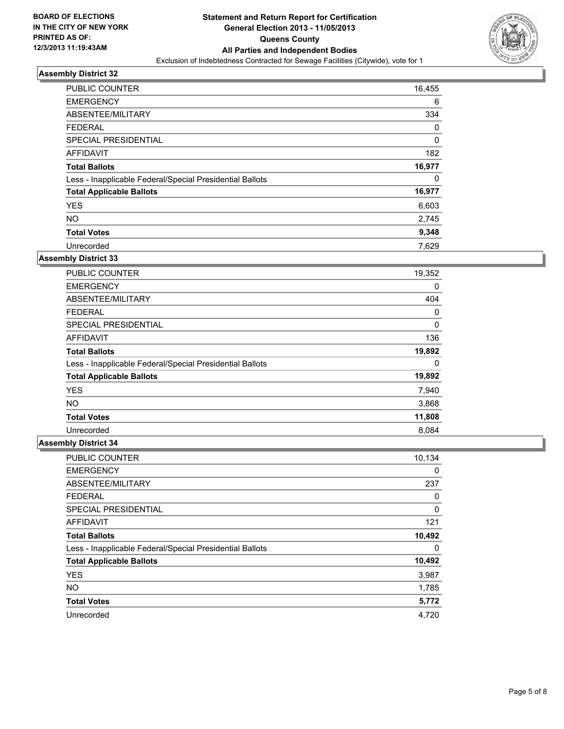**BOARD OF ELECTIONS IN THE CITY OF NEW YORK PRINTED AS OF: 12/3/2013 11:19:43AM**

# Statement and Return Report for Certification
## General Election 2013 - 11/05/2013
## Queens County
## All Parties and Independent Bodies
Exclusion of Indebtedness Contracted for Sewage Facilities (Citywide), vote for 1

### Assembly District 32

| | |
|---|---|
| PUBLIC COUNTER | 16,455 |
| EMERGENCY | 6 |
| ABSENTEE/MILITARY | 334 |
| FEDERAL | 0 |
| SPECIAL PRESIDENTIAL | 0 |
| AFFIDAVIT | 182 |
| **Total Ballots** | **16,977** |
| Less - Inapplicable Federal/Special Presidential Ballots | 0 |
| **Total Applicable Ballots** | **16,977** |
| YES | 6,603 |
| NO | 2,745 |
| **Total Votes** | **9,348** |
| Unrecorded | 7,629 |

### Assembly District 33

| | |
|---|---|
| PUBLIC COUNTER | 19,352 |
| EMERGENCY | 0 |
| ABSENTEE/MILITARY | 404 |
| FEDERAL | 0 |
| SPECIAL PRESIDENTIAL | 0 |
| AFFIDAVIT | 136 |
| **Total Ballots** | **19,892** |
| Less - Inapplicable Federal/Special Presidential Ballots | 0 |
| **Total Applicable Ballots** | **19,892** |
| YES | 7,940 |
| NO | 3,868 |
| **Total Votes** | **11,808** |
| Unrecorded | 8,084 |

### Assembly District 34

| | |
|---|---|
| PUBLIC COUNTER | 10,134 |
| EMERGENCY | 0 |
| ABSENTEE/MILITARY | 237 |
| FEDERAL | 0 |
| SPECIAL PRESIDENTIAL | 0 |
| AFFIDAVIT | 121 |
| **Total Ballots** | **10,492** |
| Less - Inapplicable Federal/Special Presidential Ballots | 0 |
| **Total Applicable Ballots** | **10,492** |
| YES | 3,987 |
| NO | 1,785 |
| **Total Votes** | **5,772** |
| Unrecorded | 4,720 |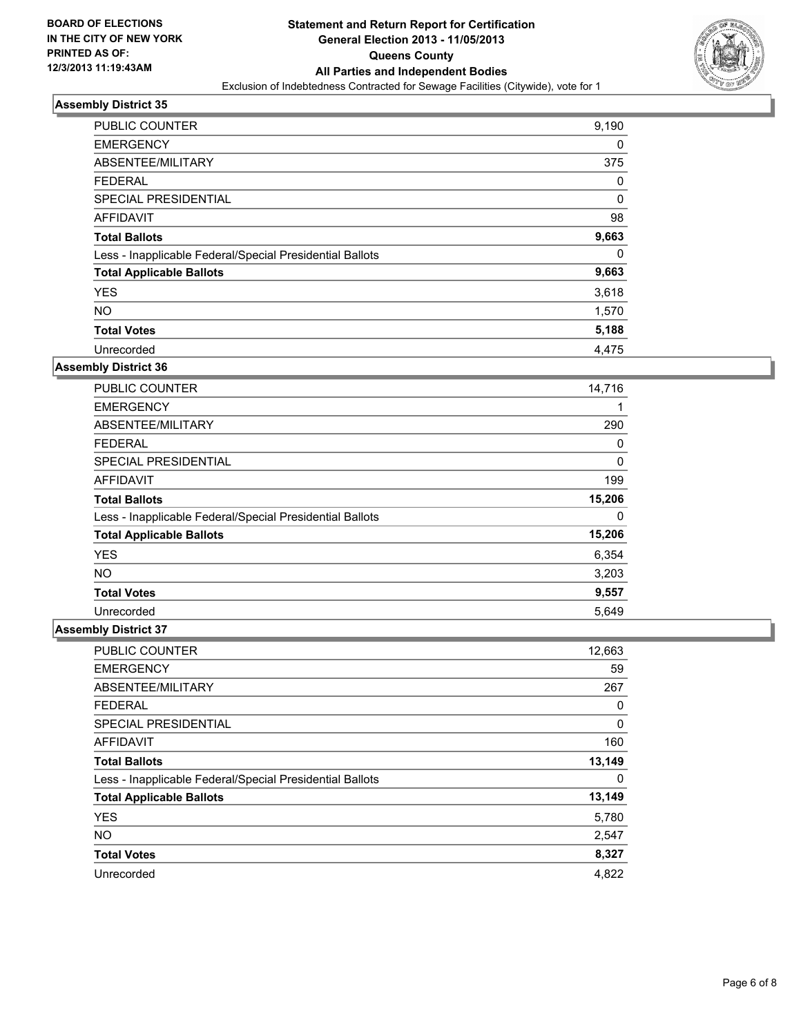## Assembly District 35

| | |
|---|---|
| PUBLIC COUNTER | 9,190 |
| EMERGENCY | 0 |
| ABSENTEE/MILITARY | 375 |
| FEDERAL | 0 |
| SPECIAL PRESIDENTIAL | 0 |
| AFFIDAVIT | 98 |
| **Total Ballots** | **9,663** |
| Less - Inapplicable Federal/Special Presidential Ballots | 0 |
| **Total Applicable Ballots** | **9,663** |
| YES | 3,618 |
| NO | 1,570 |
| **Total Votes** | **5,188** |
| Unrecorded | 4,475 |

## Assembly District 36

| | |
|---|---|
| PUBLIC COUNTER | 14,716 |
| EMERGENCY | 1 |
| ABSENTEE/MILITARY | 290 |
| FEDERAL | 0 |
| SPECIAL PRESIDENTIAL | 0 |
| AFFIDAVIT | 199 |
| **Total Ballots** | **15,206** |
| Less - Inapplicable Federal/Special Presidential Ballots | 0 |
| **Total Applicable Ballots** | **15,206** |
| YES | 6,354 |
| NO | 3,203 |
| **Total Votes** | **9,557** |
| Unrecorded | 5,649 |

## Assembly District 37

| | |
|---|---|
| PUBLIC COUNTER | 12,663 |
| EMERGENCY | 59 |
| ABSENTEE/MILITARY | 267 |
| FEDERAL | 0 |
| SPECIAL PRESIDENTIAL | 0 |
| AFFIDAVIT | 160 |
| **Total Ballots** | **13,149** |
| Less - Inapplicable Federal/Special Presidential Ballots | 0 |
| **Total Applicable Ballots** | **13,149** |
| YES | 5,780 |
| NO | 2,547 |
| **Total Votes** | **8,327** |
| Unrecorded | 4,822 |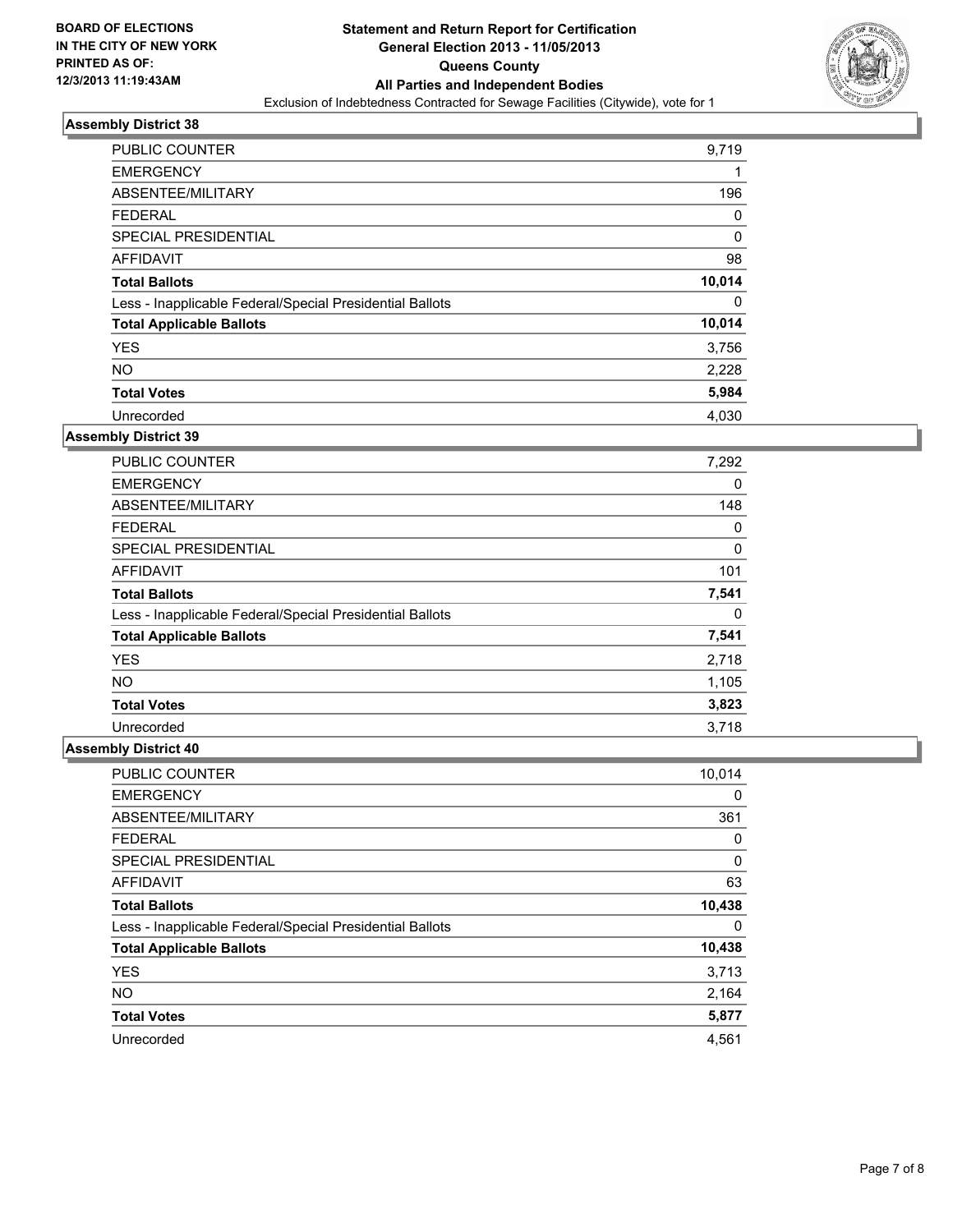BOARD OF ELECTIONS
IN THE CITY OF NEW YORK
PRINTED AS OF:
12/3/2013 11:19:43AM

**Statement and Return Report for Certification**
**General Election 2013 - 11/05/2013**
**Queens County**
**All Parties and Independent Bodies**
Exclusion of Indebtedness Contracted for Sewage Facilities (Citywide), vote for 1

### Assembly District 38

| | |
|---|---|
| PUBLIC COUNTER | 9,719 |
| EMERGENCY | 1 |
| ABSENTEE/MILITARY | 196 |
| FEDERAL | 0 |
| SPECIAL PRESIDENTIAL | 0 |
| AFFIDAVIT | 98 |
| **Total Ballots** | **10,014** |
| Less - Inapplicable Federal/Special Presidential Ballots | 0 |
| **Total Applicable Ballots** | **10,014** |
| YES | 3,756 |
| NO | 2,228 |
| **Total Votes** | **5,984** |
| Unrecorded | 4,030 |

### Assembly District 39

| | |
|---|---|
| PUBLIC COUNTER | 7,292 |
| EMERGENCY | 0 |
| ABSENTEE/MILITARY | 148 |
| FEDERAL | 0 |
| SPECIAL PRESIDENTIAL | 0 |
| AFFIDAVIT | 101 |
| **Total Ballots** | **7,541** |
| Less - Inapplicable Federal/Special Presidential Ballots | 0 |
| **Total Applicable Ballots** | **7,541** |
| YES | 2,718 |
| NO | 1,105 |
| **Total Votes** | **3,823** |
| Unrecorded | 3,718 |

### Assembly District 40

| | |
|---|---|
| PUBLIC COUNTER | 10,014 |
| EMERGENCY | 0 |
| ABSENTEE/MILITARY | 361 |
| FEDERAL | 0 |
| SPECIAL PRESIDENTIAL | 0 |
| AFFIDAVIT | 63 |
| **Total Ballots** | **10,438** |
| Less - Inapplicable Federal/Special Presidential Ballots | 0 |
| **Total Applicable Ballots** | **10,438** |
| YES | 3,713 |
| NO | 2,164 |
| **Total Votes** | **5,877** |
| Unrecorded | 4,561 |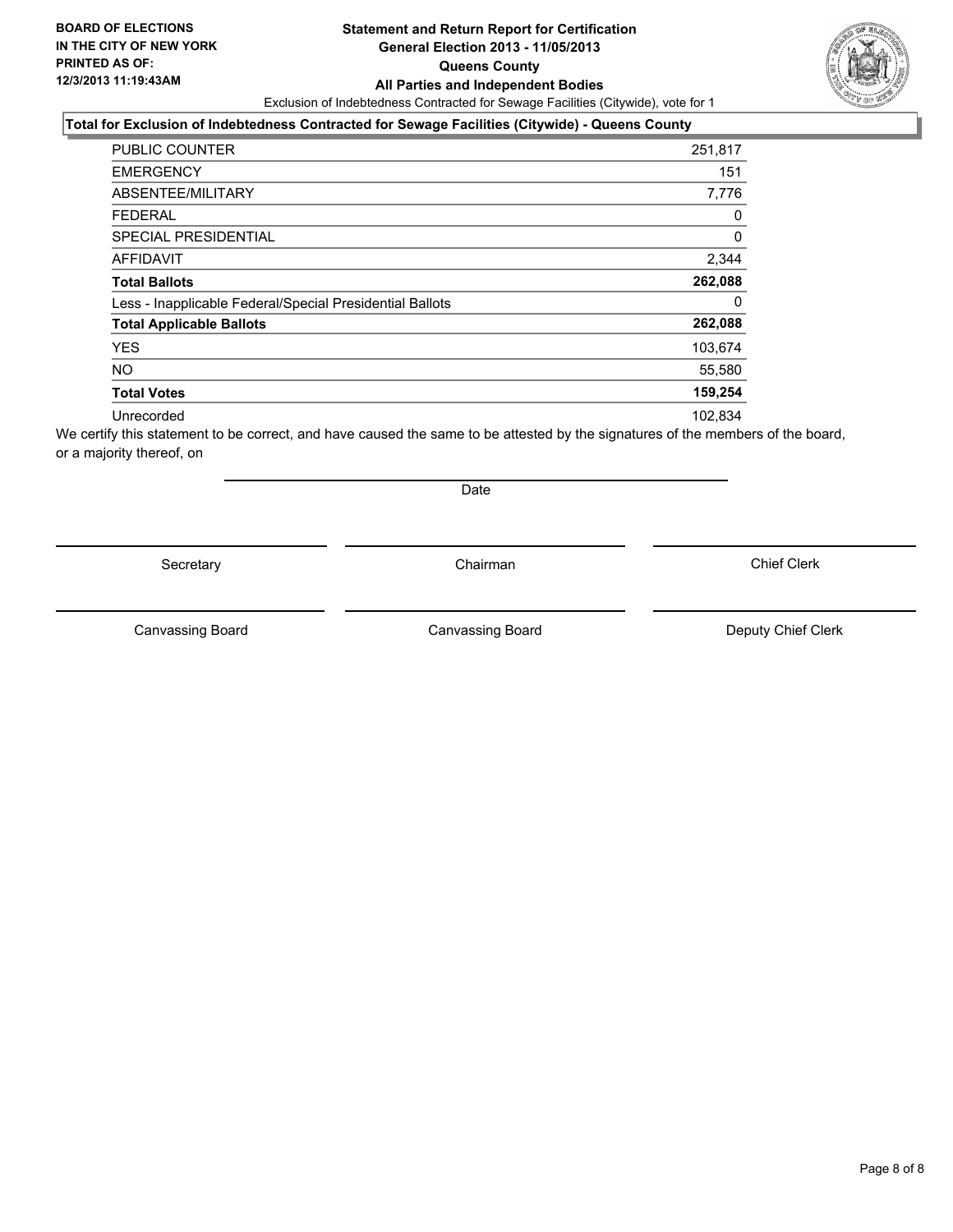**BOARD OF ELECTIONS IN THE CITY OF NEW YORK PRINTED AS OF: 12/3/2013 11:19:43AM**

# Statement and Return Report for Certification
## General Election 2013 - 11/05/2013
## Queens County
## All Parties and Independent Bodies

Exclusion of Indebtedness Contracted for Sewage Facilities (Citywide), vote for 1

### Total for Exclusion of Indebtedness Contracted for Sewage Facilities (Citywide) - Queens County

| | |
|---|---|
| PUBLIC COUNTER | 251,817 |
| EMERGENCY | 151 |
| ABSENTEE/MILITARY | 7,776 |
| FEDERAL | 0 |
| SPECIAL PRESIDENTIAL | 0 |
| AFFIDAVIT | 2,344 |
| **Total Ballots** | **262,088** |
| Less - Inapplicable Federal/Special Presidential Ballots | 0 |
| **Total Applicable Ballots** | **262,088** |
| YES | 103,674 |
| NO | 55,580 |
| **Total Votes** | **159,254** |
| Unrecorded | 102,834 |

We certify this statement to be correct, and have caused the same to be attested by the signatures of the members of the board, or a majority thereof, on

Date

Secretary | Chairman | Chief Clerk

Canvassing Board | Canvassing Board | Deputy Chief Clerk